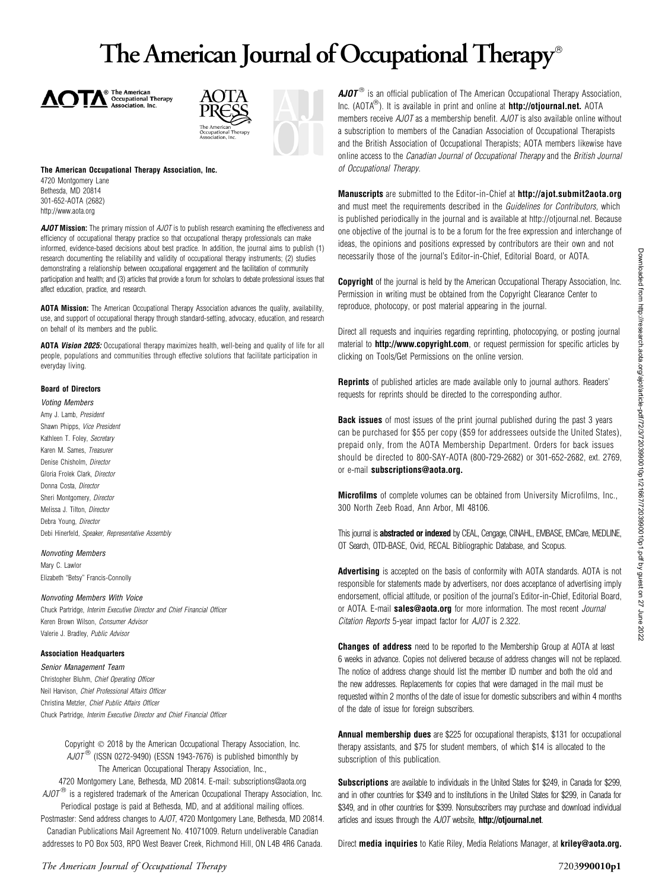# The American Journal of Occupational Therapy®

**The American Occupational Therapy Association, Inc.**
4720 Montgomery Lane
Bethesda, MD 20814
301-652-AOTA (2682)
http://www.aota.org

***AJOT* Mission:** The primary mission of *AJOT* is to publish research examining the effectiveness and efficiency of occupational therapy practice so that occupational therapy professionals can make informed, evidence-based decisions about best practice. In addition, the journal aims to publish (1) research documenting the reliability and validity of occupational therapy instruments; (2) studies demonstrating a relationship between occupational engagement and the facilitation of community participation and health; and (3) articles that provide a forum for scholars to debate professional issues that affect education, practice, and research.

**AOTA Mission:** The American Occupational Therapy Association advances the quality, availability, use, and support of occupational therapy through standard-setting, advocacy, education, and research on behalf of its members and the public.

**AOTA *Vision 2025:*** Occupational therapy maximizes health, well-being and quality of life for all people, populations and communities through effective solutions that facilitate participation in everyday living.

### Board of Directors

*Voting Members*

Amy J. Lamb, *President*
Shawn Phipps, *Vice President*
Kathleen T. Foley, *Secretary*
Karen M. Sames, *Treasurer*
Denise Chisholm, *Director*
Gloria Frolek Clark, *Director*
Donna Costa, *Director*
Sheri Montgomery, *Director*
Melissa J. Tilton, *Director*
Debra Young, *Director*
Debi Hinerfeld, *Speaker, Representative Assembly*

*Nonvoting Members*

Mary C. Lawlor
Elizabeth "Betsy" Francis-Connolly

*Nonvoting Members With Voice*

Chuck Partridge, *Interim Executive Director and Chief Financial Officer*
Keren Brown Wilson, *Consumer Advisor*
Valerie J. Bradley, *Public Advisor*

### Association Headquarters

*Senior Management Team*

Christopher Bluhm, *Chief Operating Officer*
Neil Harvison, *Chief Professional Affairs Officer*
Christina Metzler, *Chief Public Affairs Officer*
Chuck Partridge, *Interim Executive Director and Chief Financial Officer*

Copyright © 2018 by the American Occupational Therapy Association, Inc.
*AJOT*® (ISSN 0272-9490) (ESSN 1943-7676) is published bimonthly by
The American Occupational Therapy Association, Inc.,
4720 Montgomery Lane, Bethesda, MD 20814. E-mail: subscriptions@aota.org
*AJOT*® is a registered trademark of the American Occupational Therapy Association, Inc.
Periodical postage is paid at Bethesda, MD, and at additional mailing offices.
Postmaster: Send address changes to *AJOT*, 4720 Montgomery Lane, Bethesda, MD 20814.
Canadian Publications Mail Agreement No. 41071009. Return undeliverable Canadian addresses to PO Box 503, RPO West Beaver Creek, Richmond Hill, ON L4B 4R6 Canada.

***AJOT*®** is an official publication of The American Occupational Therapy Association, Inc. (AOTA®). It is available in print and online at **http://otjournal.net.** AOTA members receive *AJOT* as a membership benefit. *AJOT* is also available online without a subscription to members of the Canadian Association of Occupational Therapists and the British Association of Occupational Therapists; AOTA members likewise have online access to the *Canadian Journal of Occupational Therapy* and the *British Journal of Occupational Therapy*.

**Manuscripts** are submitted to the Editor-in-Chief at **http://ajot.submit2aota.org** and must meet the requirements described in the *Guidelines for Contributors*, which is published periodically in the journal and is available at http://otjournal.net. Because one objective of the journal is to be a forum for the free expression and interchange of ideas, the opinions and positions expressed by contributors are their own and not necessarily those of the journal's Editor-in-Chief, Editorial Board, or AOTA.

**Copyright** of the journal is held by the American Occupational Therapy Association, Inc. Permission in writing must be obtained from the Copyright Clearance Center to reproduce, photocopy, or post material appearing in the journal.

Direct all requests and inquiries regarding reprinting, photocopying, or posting journal material to **http://www.copyright.com**, or request permission for specific articles by clicking on Tools/Get Permissions on the online version.

**Reprints** of published articles are made available only to journal authors. Readers' requests for reprints should be directed to the corresponding author.

**Back issues** of most issues of the print journal published during the past 3 years can be purchased for $55 per copy ($59 for addressees outside the United States), prepaid only, from the AOTA Membership Department. Orders for back issues should be directed to 800-SAY-AOTA (800-729-2682) or 301-652-2682, ext. 2769, or e-mail **subscriptions@aota.org.**

**Microfilms** of complete volumes can be obtained from University Microfilms, Inc., 300 North Zeeb Road, Ann Arbor, MI 48106.

This journal is **abstracted or indexed** by CEAL, Cengage, CINAHL, EMBASE, EMCare, MEDLINE, OT Search, OTD-BASE, Ovid, RECAL Bibliographic Database, and Scopus.

**Advertising** is accepted on the basis of conformity with AOTA standards. AOTA is not responsible for statements made by advertisers, nor does acceptance of advertising imply endorsement, official attitude, or position of the journal's Editor-in-Chief, Editorial Board, or AOTA. E-mail **sales@aota.org** for more information. The most recent *Journal Citation Reports* 5-year impact factor for *AJOT* is 2.322.

**Changes of address** need to be reported to the Membership Group at AOTA at least 6 weeks in advance. Copies not delivered because of address changes will not be replaced. The notice of address change should list the member ID number and both the old and the new addresses. Replacements for copies that were damaged in the mail must be requested within 2 months of the date of issue for domestic subscribers and within 4 months of the date of issue for foreign subscribers.

**Annual membership dues** are $225 for occupational therapists, $131 for occupational therapy assistants, and $75 for student members, of which $14 is allocated to the subscription of this publication.

**Subscriptions** are available to individuals in the United States for $249, in Canada for $299, and in other countries for $349 and to institutions in the United States for $299, in Canada for $349, and in other countries for $399. Nonsubscribers may purchase and download individual articles and issues through the *AJOT* website, **http://otjournal.net**.

Direct **media inquiries** to Katie Riley, Media Relations Manager, at **kriley@aota.org.**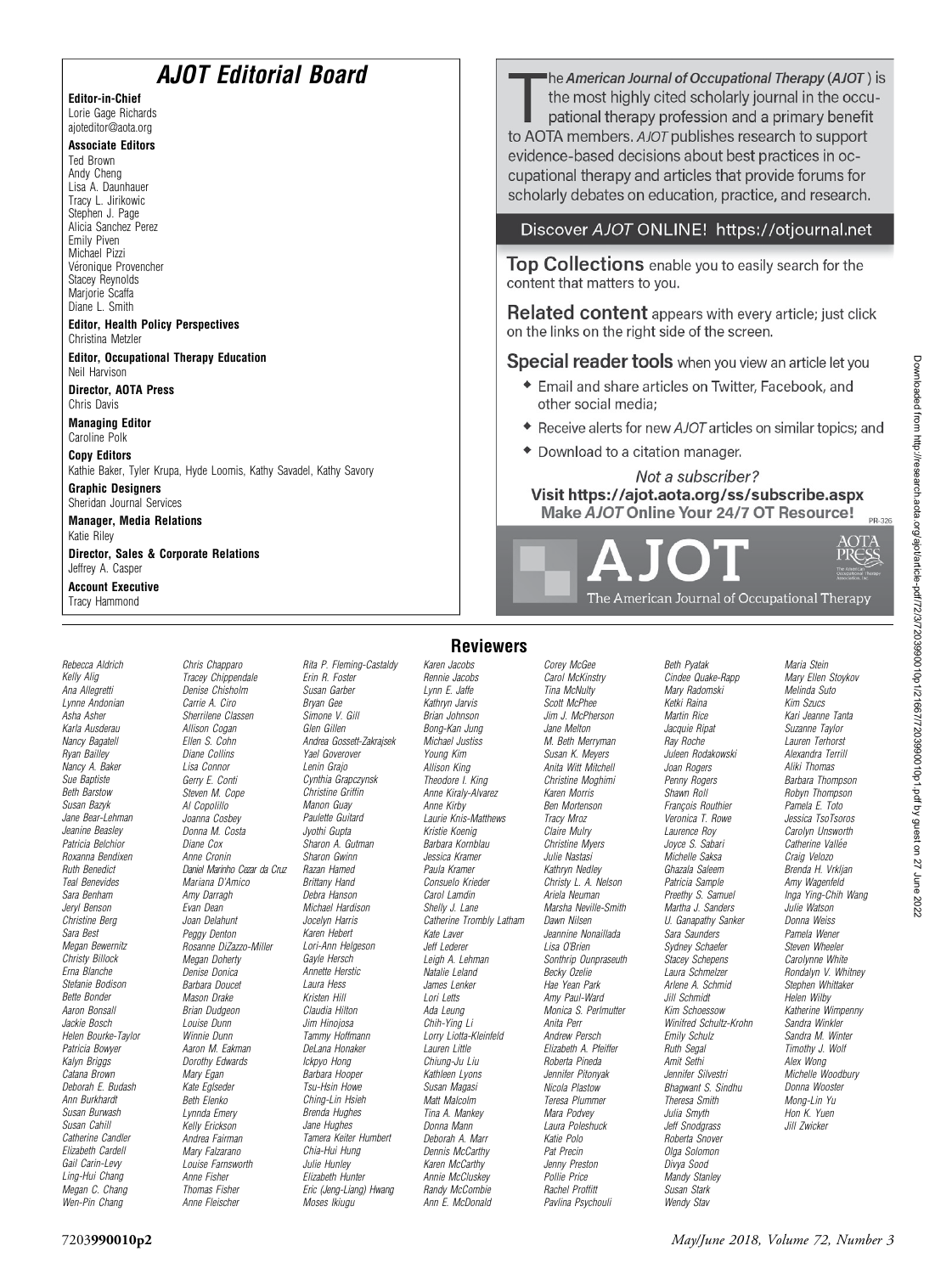## AJOT Editorial Board

**Editor-in-Chief**
Lorie Gage Richards
ajoteditor@aota.org

**Associate Editors**
Ted Brown
Andy Cheng
Lisa A. Daunhauer
Tracy L. Jirikowic
Stephen J. Page
Alicia Sanchez Perez
Emily Piven
Michael Pizzi
Véronique Provencher
Stacey Reynolds
Marjorie Scaffa
Diane L. Smith

**Editor, Health Policy Perspectives**
Christina Metzler

**Editor, Occupational Therapy Education**
Neil Harvison

**Director, AOTA Press**
Chris Davis

**Managing Editor**
Caroline Polk

**Copy Editors**
Kathie Baker, Tyler Krupa, Hyde Loomis, Kathy Savadel, Kathy Savory

**Graphic Designers**
Sheridan Journal Services

**Manager, Media Relations**
Katie Riley

**Director, Sales & Corporate Relations**
Jeffrey A. Casper

**Account Executive**
Tracy Hammond

The *American Journal of Occupational Therapy* (*AJOT*) is the most highly cited scholarly journal in the occupational therapy profession and a primary benefit to AOTA members. *AJOT* publishes research to support evidence-based decisions about best practices in occupational therapy and articles that provide forums for scholarly debates on education, practice, and research.

Discover *AJOT* ONLINE! https://otjournal.net

**Top Collections** enable you to easily search for the content that matters to you.

**Related content** appears with every article; just click on the links on the right side of the screen.

**Special reader tools** when you view an article let you

- Email and share articles on Twitter, Facebook, and other social media;
- Receive alerts for new *AJOT* articles on similar topics; and
- Download to a citation manager.

*Not a subscriber?*
**Visit https://ajot.aota.org/ss/subscribe.aspx**
**Make *AJOT* Online Your 24/7 OT Resource!**

PR-326

AJOT
The American Journal of Occupational Therapy

AOTA PRESS

## Reviewers

*Rebecca Aldrich*
*Kelly Alig*
*Ana Allegretti*
*Lynne Andonian*
*Asha Asher*
*Karla Ausderau*
*Nancy Bagatell*
*Ryan Bailley*
*Nancy A. Baker*
*Sue Baptiste*
*Beth Barstow*
*Susan Bazyk*
*Jane Bear-Lehman*
*Jeanine Beasley*
*Patricia Belchior*
*Roxanna Bendixen*
*Ruth Benedict*
*Teal Benevides*
*Sara Benham*
*Jeryl Benson*
*Christine Berg*
*Sara Best*
*Megan Bewernitz*
*Christy Billock*
*Erna Blanche*
*Stefanie Bodison*
*Bette Bonder*
*Aaron Bonsall*
*Jackie Bosch*
*Helen Bourke-Taylor*
*Patricia Bowyer*
*Kalyn Briggs*
*Catana Brown*
*Deborah E. Budash*
*Ann Burkhardt*
*Susan Burwash*
*Susan Cahill*
*Catherine Candler*
*Elizabeth Cardell*
*Gail Carin-Levy*
*Ling-Hui Chang*
*Megan C. Chang*
*Wen-Pin Chang*
*Chris Chapparo*
*Tracey Chippendale*
*Denise Chisholm*
*Carrie A. Ciro*
*Sherrilene Classen*
*Allison Cogan*
*Ellen S. Cohn*
*Diane Collins*
*Lisa Connor*
*Gerry E. Conti*
*Steven M. Cope*
*Al Copolillo*
*Joanna Cosbey*
*Donna M. Costa*
*Diane Cox*
*Anne Cronin*
*Daniel Marinho Cezar da Cruz*
*Mariana D'Amico*
*Amy Darragh*
*Evan Dean*
*Joan Delahunt*
*Peggy Denton*
*Rosanne DiZazzo-Miller*
*Megan Doherty*
*Denise Donica*
*Barbara Doucet*
*Mason Drake*
*Brian Dudgeon*
*Louise Dunn*
*Winnie Dunn*
*Aaron M. Eakman*
*Dorothy Edwards*
*Mary Egan*
*Kate Eglseder*
*Beth Elenko*
*Lynnda Emery*
*Kelly Erickson*
*Andrea Fairman*
*Mary Falzarano*
*Louise Farnsworth*
*Anne Fisher*
*Thomas Fisher*
*Anne Fleischer*
*Rita P. Fleming-Castaldy*
*Erin R. Foster*
*Susan Garber*
*Bryan Gee*
*Simone V. Gill*
*Glen Gillen*
*Andrea Gossett-Zakrajsek*
*Yael Goverover*
*Lenin Grajo*
*Cynthia Grapczynsk*
*Christine Griffin*
*Manon Guay*
*Paulette Guitard*
*Jyothi Gupta*
*Sharon A. Gutman*
*Sharon Gwinn*
*Razan Hamed*
*Brittany Hand*
*Debra Hanson*
*Michael Hardison*
*Jocelyn Harris*
*Karen Hebert*
*Lori-Ann Helgeson*
*Gayle Hersch*
*Annette Herstic*
*Laura Hess*
*Kristen Hill*
*Claudia Hilton*
*Jim Hinojosa*
*Tammy Hoffmann*
*DeLana Honaker*
*Ickpyo Hong*
*Barbara Hooper*
*Tsu-Hsin Howe*
*Ching-Lin Hsieh*
*Brenda Hughes*
*Jane Hughes*
*Tamera Keiter Humbert*
*Chia-Hui Hung*
*Julie Hunley*
*Elizabeth Hunter*
*Eric (Jeng-Liang) Hwang*
*Moses Ikiugu*
*Karen Jacobs*
*Rennie Jacobs*
*Lynn E. Jaffe*
*Kathryn Jarvis*
*Brian Johnson*
*Bong-Kan Jung*
*Michael Justiss*
*Young Kim*
*Allison King*
*Theodore I. King*
*Anne Kiraly-Alvarez*
*Anne Kirby*
*Laurie Knis-Matthews*
*Kristie Koenig*
*Barbara Kornblau*
*Jessica Kramer*
*Paula Kramer*
*Consuelo Krieder*
*Carol Lamdin*
*Shelly J. Lane*
*Catherine Trombly Latham*
*Kate Laver*
*Jeff Lederer*
*Leigh A. Lehman*
*Natalie Leland*
*James Lenker*
*Lori Letts*
*Ada Leung*
*Chih-Ying Li*
*Lorry Liotta-Kleinfeld*
*Lauren Little*
*Chiung-Ju Liu*
*Kathleen Lyons*
*Susan Magasi*
*Matt Malcolm*
*Tina A. Mankey*
*Donna Mann*
*Deborah A. Marr*
*Dennis McCarthy*
*Karen McCarthy*
*Annie McCluskey*
*Randy McCombie*
*Ann E. McDonald*
*Corey McGee*
*Carol McKinstry*
*Tina McNulty*
*Scott McPhee*
*Jim J. McPherson*
*Jane Melton*
*M. Beth Merryman*
*Susan K. Meyers*
*Anita Witt Mitchell*
*Christine Moghimi*
*Karen Morris*
*Ben Mortenson*
*Tracy Mroz*
*Claire Mulry*
*Christine Myers*
*Julie Nastasi*
*Kathryn Nedley*
*Christy L. A. Nelson*
*Ariela Neuman*
*Marsha Neville-Smith*
*Dawn Nilsen*
*Jeannine Nonaillada*
*Lisa O'Brien*
*Sonthrip Ounpraseuth*
*Becky Ozelie*
*Hae Yean Park*
*Amy Paul-Ward*
*Monica S. Perlmutter*
*Anita Perr*
*Andrew Persch*
*Elizabeth A. Pfeiffer*
*Roberta Pineda*
*Jennifer Pitonyak*
*Nicola Plastow*
*Teresa Plummer*
*Mara Podvey*
*Laura Poleshuck*
*Katie Polo*
*Pat Precin*
*Jenny Preston*
*Pollie Price*
*Rachel Proffitt*
*Pavlina Psychouli*
*Beth Pyatak*
*Cindee Quake-Rapp*
*Mary Radomski*
*Ketki Raina*
*Martin Rice*
*Jacquie Ripat*
*Ray Roche*
*Juleen Rodakowski*
*Joan Rogers*
*Penny Rogers*
*Shawn Roll*
*François Routhier*
*Veronica T. Rowe*
*Laurence Roy*
*Joyce S. Sabari*
*Michelle Saksa*
*Ghazala Saleem*
*Patricia Sample*
*Preethy S. Samuel*
*Martha J. Sanders*
*U. Ganapathy Sanker*
*Sara Saunders*
*Sydney Schaefer*
*Stacey Schepens*
*Laura Schmelzer*
*Arlene A. Schmid*
*Jill Schmidt*
*Kim Schoessow*
*Winifred Schultz-Krohn*
*Emily Schulz*
*Ruth Segal*
*Amit Sethi*
*Jennifer Silvestri*
*Bhagwant S. Sindhu*
*Theresa Smith*
*Julia Smyth*
*Jeff Snodgrass*
*Roberta Snover*
*Olga Solomon*
*Divya Sood*
*Mandy Stanley*
*Susan Stark*
*Wendy Stav*
*Maria Stein*
*Mary Ellen Stoykov*
*Melinda Suto*
*Kim Szucs*
*Kari Jeanne Tanta*
*Suzanne Taylor*
*Lauren Terhorst*
*Alexandra Terrill*
*Aliki Thomas*
*Barbara Thompson*
*Robyn Thompson*
*Pamela E. Toto*
*Jessica TsoTsoros*
*Carolyn Unsworth*
*Catherine Vallée*
*Craig Velozo*
*Brenda H. Vrkljan*
*Amy Wagenfeld*
*Inga Ying-Chih Wang*
*Julie Watson*
*Donna Weiss*
*Pamela Wener*
*Steven Wheeler*
*Carolynne White*
*Rondalyn V. Whitney*
*Stephen Whittaker*
*Helen Wilby*
*Katherine Wimpenny*
*Sandra Winkler*
*Sandra M. Winter*
*Timothy J. Wolf*
*Alex Wong*
*Michelle Woodbury*
*Donna Wooster*
*Mong-Lin Yu*
*Hon K. Yuen*
*Jill Zwicker*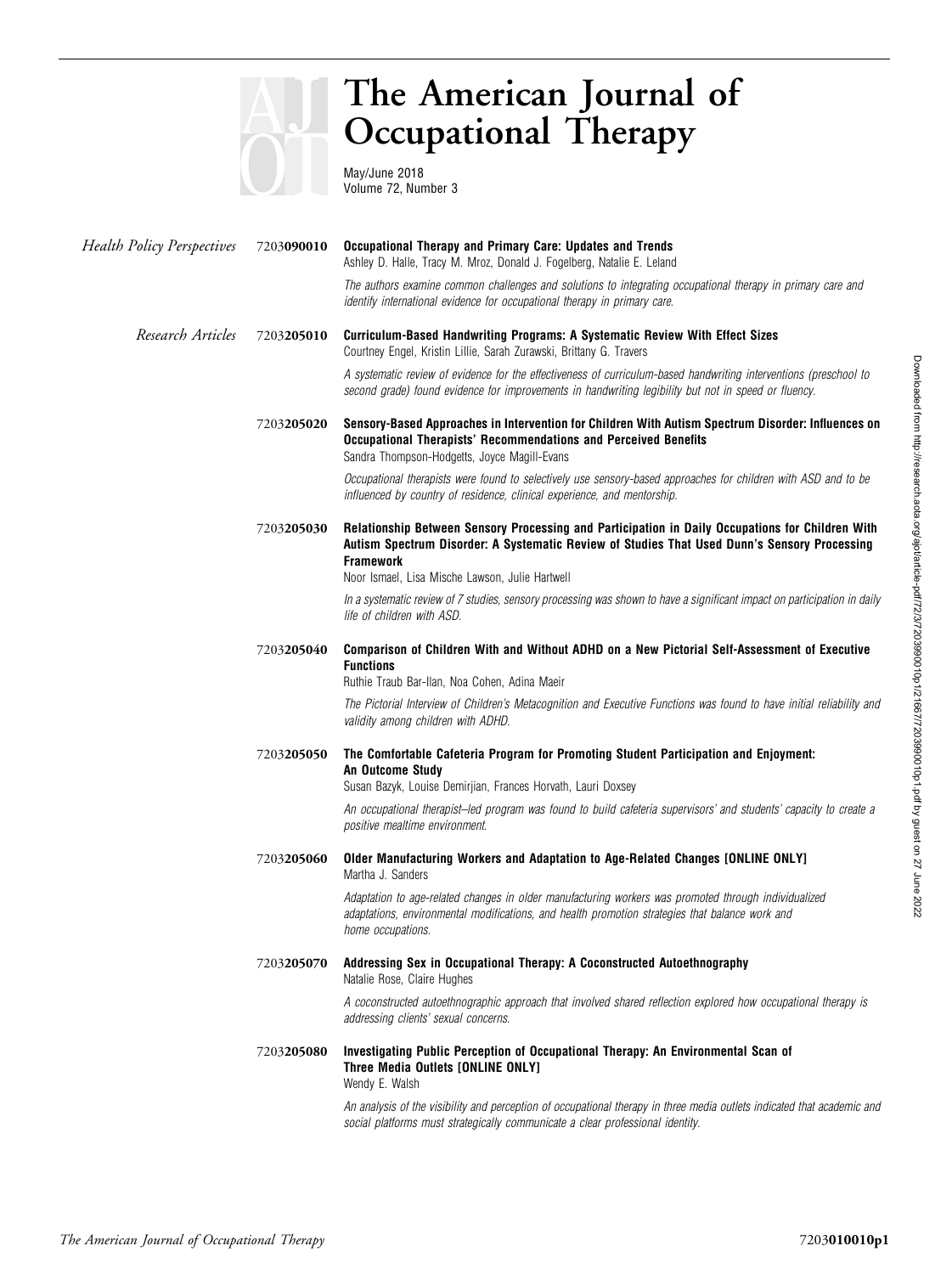# The American Journal of Occupational Therapy

May/June 2018
Volume 72, Number 3

## *Health Policy Perspectives*

**7203090010** **Occupational Therapy and Primary Care: Updates and Trends**
Ashley D. Halle, Tracy M. Mroz, Donald J. Fogelberg, Natalie E. Leland

*The authors examine common challenges and solutions to integrating occupational therapy in primary care and identify international evidence for occupational therapy in primary care.*

## *Research Articles*

**7203205010** **Curriculum-Based Handwriting Programs: A Systematic Review With Effect Sizes**
Courtney Engel, Kristin Lillie, Sarah Zurawski, Brittany G. Travers

*A systematic review of evidence for the effectiveness of curriculum-based handwriting interventions (preschool to second grade) found evidence for improvements in handwriting legibility but not in speed or fluency.*

**7203205020** **Sensory-Based Approaches in Intervention for Children With Autism Spectrum Disorder: Influences on Occupational Therapists' Recommendations and Perceived Benefits**
Sandra Thompson-Hodgetts, Joyce Magill-Evans

*Occupational therapists were found to selectively use sensory-based approaches for children with ASD and to be influenced by country of residence, clinical experience, and mentorship.*

**7203205030** **Relationship Between Sensory Processing and Participation in Daily Occupations for Children With Autism Spectrum Disorder: A Systematic Review of Studies That Used Dunn's Sensory Processing Framework**
Noor Ismael, Lisa Mische Lawson, Julie Hartwell

*In a systematic review of 7 studies, sensory processing was shown to have a significant impact on participation in daily life of children with ASD.*

**7203205040** **Comparison of Children With and Without ADHD on a New Pictorial Self-Assessment of Executive Functions**
Ruthie Traub Bar-Ilan, Noa Cohen, Adina Maeir

*The Pictorial Interview of Children's Metacognition and Executive Functions was found to have initial reliability and validity among children with ADHD.*

**7203205050** **The Comfortable Cafeteria Program for Promoting Student Participation and Enjoyment: An Outcome Study**
Susan Bazyk, Louise Demirjian, Frances Horvath, Lauri Doxsey

*An occupational therapist–led program was found to build cafeteria supervisors' and students' capacity to create a positive mealtime environment.*

**7203205060** **Older Manufacturing Workers and Adaptation to Age-Related Changes [ONLINE ONLY]**
Martha J. Sanders

*Adaptation to age-related changes in older manufacturing workers was promoted through individualized adaptations, environmental modifications, and health promotion strategies that balance work and home occupations.*

**7203205070** **Addressing Sex in Occupational Therapy: A Coconstructed Autoethnography**
Natalie Rose, Claire Hughes

*A coconstructed autoethnographic approach that involved shared reflection explored how occupational therapy is addressing clients' sexual concerns.*

**7203205080** **Investigating Public Perception of Occupational Therapy: An Environmental Scan of Three Media Outlets [ONLINE ONLY]**
Wendy E. Walsh

*An analysis of the visibility and perception of occupational therapy in three media outlets indicated that academic and social platforms must strategically communicate a clear professional identity.*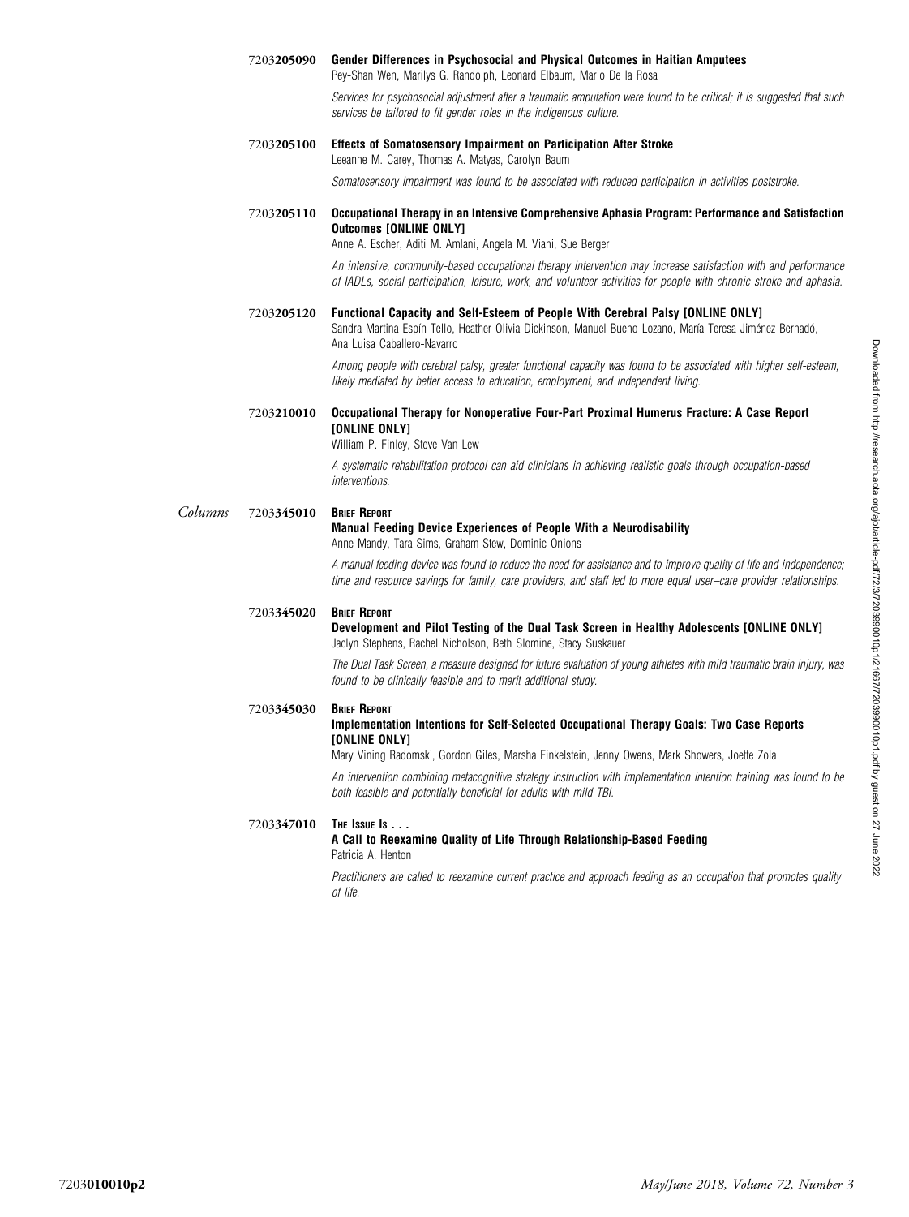**7203205090** **Gender Differences in Psychosocial and Physical Outcomes in Haitian Amputees**
Pey-Shan Wen, Marilys G. Randolph, Leonard Elbaum, Mario De la Rosa

*Services for psychosocial adjustment after a traumatic amputation were found to be critical; it is suggested that such services be tailored to fit gender roles in the indigenous culture.*

**7203205100** **Effects of Somatosensory Impairment on Participation After Stroke**
Leeanne M. Carey, Thomas A. Matyas, Carolyn Baum

*Somatosensory impairment was found to be associated with reduced participation in activities poststroke.*

**7203205110** **Occupational Therapy in an Intensive Comprehensive Aphasia Program: Performance and Satisfaction Outcomes [ONLINE ONLY]**
Anne A. Escher, Aditi M. Amlani, Angela M. Viani, Sue Berger

*An intensive, community-based occupational therapy intervention may increase satisfaction with and performance of IADLs, social participation, leisure, work, and volunteer activities for people with chronic stroke and aphasia.*

**7203205120** **Functional Capacity and Self-Esteem of People With Cerebral Palsy [ONLINE ONLY]**
Sandra Martina Espín-Tello, Heather Olivia Dickinson, Manuel Bueno-Lozano, María Teresa Jiménez-Bernadó, Ana Luisa Caballero-Navarro

*Among people with cerebral palsy, greater functional capacity was found to be associated with higher self-esteem, likely mediated by better access to education, employment, and independent living.*

**7203210010** **Occupational Therapy for Nonoperative Four-Part Proximal Humerus Fracture: A Case Report [ONLINE ONLY]**
William P. Finley, Steve Van Lew

*A systematic rehabilitation protocol can aid clinicians in achieving realistic goals through occupation-based interventions.*

## Columns

**7203345010** **Brief Report**
**Manual Feeding Device Experiences of People With a Neurodisability**
Anne Mandy, Tara Sims, Graham Stew, Dominic Onions

*A manual feeding device was found to reduce the need for assistance and to improve quality of life and independence; time and resource savings for family, care providers, and staff led to more equal user–care provider relationships.*

**7203345020** **Brief Report**
**Development and Pilot Testing of the Dual Task Screen in Healthy Adolescents [ONLINE ONLY]**
Jaclyn Stephens, Rachel Nicholson, Beth Slomine, Stacy Suskauer

*The Dual Task Screen, a measure designed for future evaluation of young athletes with mild traumatic brain injury, was found to be clinically feasible and to merit additional study.*

**7203345030** **Brief Report**
**Implementation Intentions for Self-Selected Occupational Therapy Goals: Two Case Reports [ONLINE ONLY]**
Mary Vining Radomski, Gordon Giles, Marsha Finkelstein, Jenny Owens, Mark Showers, Joette Zola

*An intervention combining metacognitive strategy instruction with implementation intention training was found to be both feasible and potentially beneficial for adults with mild TBI.*

**7203347010** **The Issue Is . . .**
**A Call to Reexamine Quality of Life Through Relationship-Based Feeding**
Patricia A. Henton

*Practitioners are called to reexamine current practice and approach feeding as an occupation that promotes quality of life.*